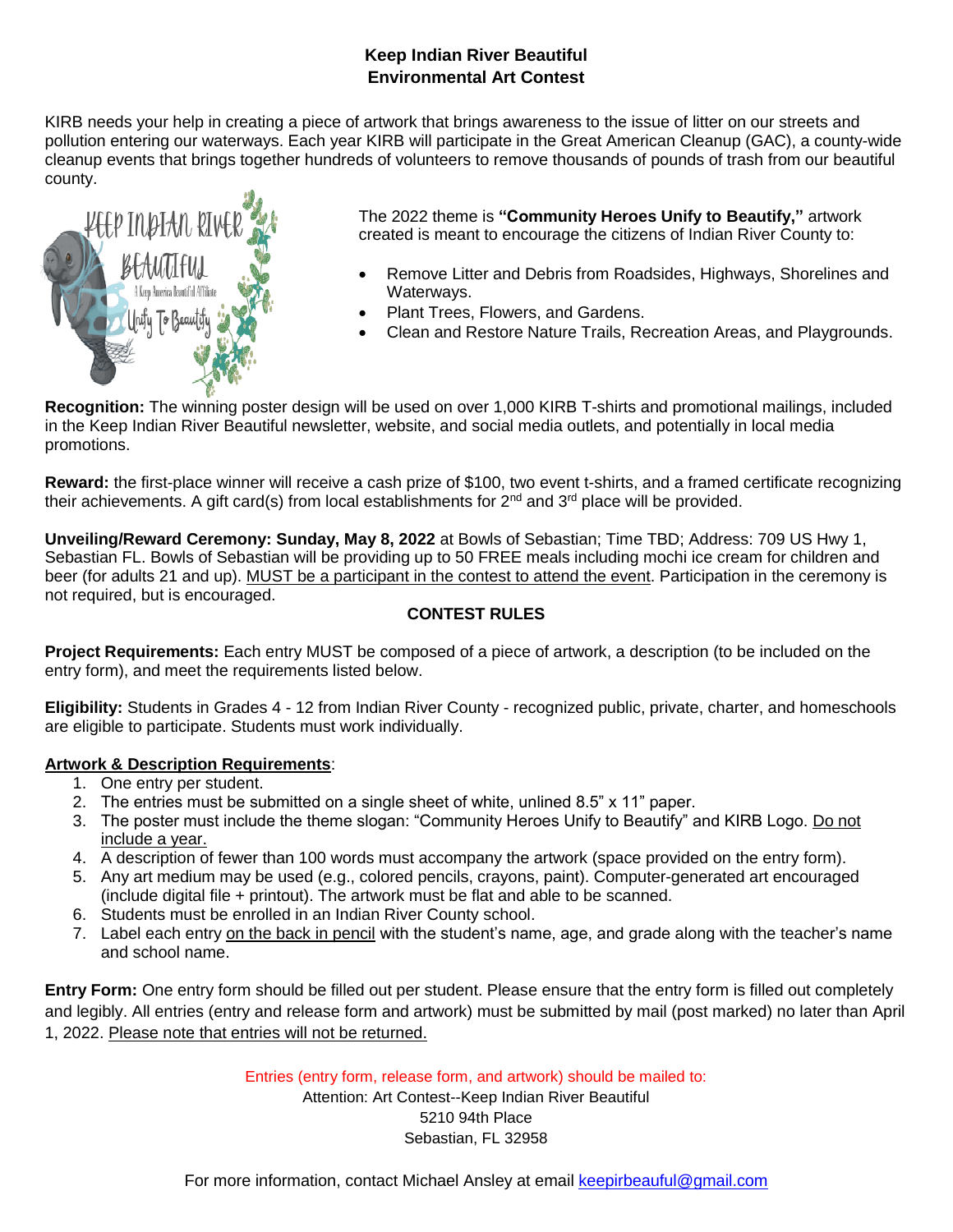# Keep Indian River Beautiful
# Environmental Art Contest

KIRB needs your help in creating a piece of artwork that brings awareness to the issue of litter on our streets and pollution entering our waterways. Each year KIRB will participate in the Great American Cleanup (GAC), a county-wide cleanup events that brings together hundreds of volunteers to remove thousands of pounds of trash from our beautiful county.

The 2022 theme is **"Community Heroes Unify to Beautify,"** artwork created is meant to encourage the citizens of Indian River County to:

- Remove Litter and Debris from Roadsides, Highways, Shorelines and Waterways.
- Plant Trees, Flowers, and Gardens.
- Clean and Restore Nature Trails, Recreation Areas, and Playgrounds.

**Recognition:** The winning poster design will be used on over 1,000 KIRB T-shirts and promotional mailings, included in the Keep Indian River Beautiful newsletter, website, and social media outlets, and potentially in local media promotions.

**Reward:** the first-place winner will receive a cash prize of $100, two event t-shirts, and a framed certificate recognizing their achievements. A gift card(s) from local establishments for 2nd and 3rd place will be provided.

**Unveiling/Reward Ceremony: Sunday, May 8, 2022** at Bowls of Sebastian; Time TBD; Address: 709 US Hwy 1, Sebastian FL. Bowls of Sebastian will be providing up to 50 FREE meals including mochi ice cream for children and beer (for adults 21 and up). MUST be a participant in the contest to attend the event. Participation in the ceremony is not required, but is encouraged.

## CONTEST RULES

**Project Requirements:** Each entry MUST be composed of a piece of artwork, a description (to be included on the entry form), and meet the requirements listed below.

**Eligibility:** Students in Grades 4 - 12 from Indian River County - recognized public, private, charter, and homeschools are eligible to participate. Students must work individually.

**Artwork & Description Requirements**:

1. One entry per student.
2. The entries must be submitted on a single sheet of white, unlined 8.5" x 11" paper.
3. The poster must include the theme slogan: "Community Heroes Unify to Beautify" and KIRB Logo. Do not include a year.
4. A description of fewer than 100 words must accompany the artwork (space provided on the entry form).
5. Any art medium may be used (e.g., colored pencils, crayons, paint). Computer-generated art encouraged (include digital file + printout). The artwork must be flat and able to be scanned.
6. Students must be enrolled in an Indian River County school.
7. Label each entry on the back in pencil with the student's name, age, and grade along with the teacher's name and school name.

**Entry Form:** One entry form should be filled out per student. Please ensure that the entry form is filled out completely and legibly. All entries (entry and release form and artwork) must be submitted by mail (post marked) no later than April 1, 2022. Please note that entries will not be returned.

Entries (entry form, release form, and artwork) should be mailed to:
Attention: Art Contest--Keep Indian River Beautiful
5210 94th Place
Sebastian, FL 32958

For more information, contact Michael Ansley at email keepirbeauful@gmail.com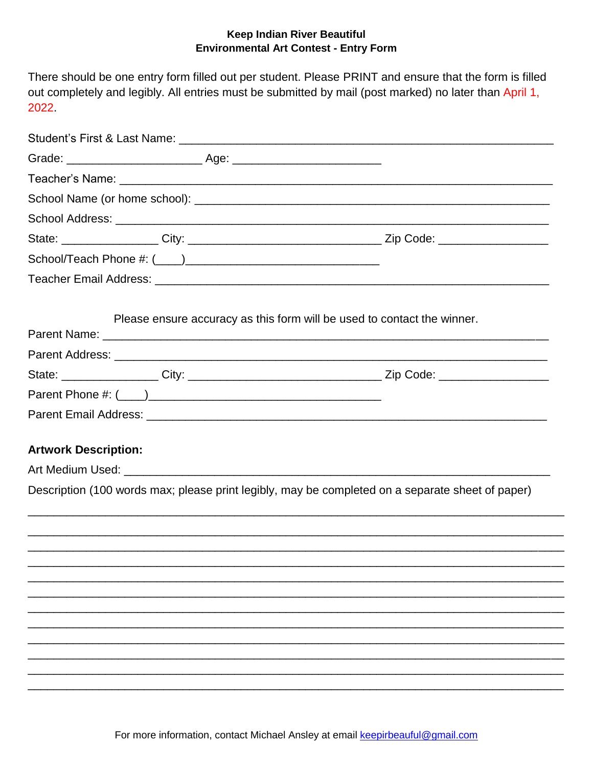**Keep Indian River Beautiful**
**Environmental Art Contest - Entry Form**

There should be one entry form filled out per student. Please PRINT and ensure that the form is filled out completely and legibly. All entries must be submitted by mail (post marked) no later than April 1, 2022.

Student's First & Last Name: ____________________________________________________________

Grade: ______________________ Age: ________________________

Teacher's Name: ______________________________________________________________________

School Name (or home school): __________________________________________________________

School Address: ______________________________________________________________________

State: ________________ City: _______________________________ Zip Code: __________________

School/Teach Phone #: (____)_______________________________

Teacher Email Address: _________________________________________________________________

Please ensure accuracy as this form will be used to contact the winner.

Parent Name: ________________________________________________________________________

Parent Address: ______________________________________________________________________

State: ________________ City: _______________________________ Zip Code: __________________

Parent Phone #: (____)_____________________________________

Parent Email Address: _________________________________________________________________

**Artwork Description:**

Art Medium Used: _____________________________________________________________________

Description (100 words max; please print legibly, may be completed on a separate sheet of paper)

_____________________________________________________________________________________

_____________________________________________________________________________________

_____________________________________________________________________________________

_____________________________________________________________________________________

_____________________________________________________________________________________

_____________________________________________________________________________________

_____________________________________________________________________________________

_____________________________________________________________________________________

_____________________________________________________________________________________

_____________________________________________________________________________________

_____________________________________________________________________________________

_____________________________________________________________________________________

For more information, contact Michael Ansley at email keepirbeauful@gmail.com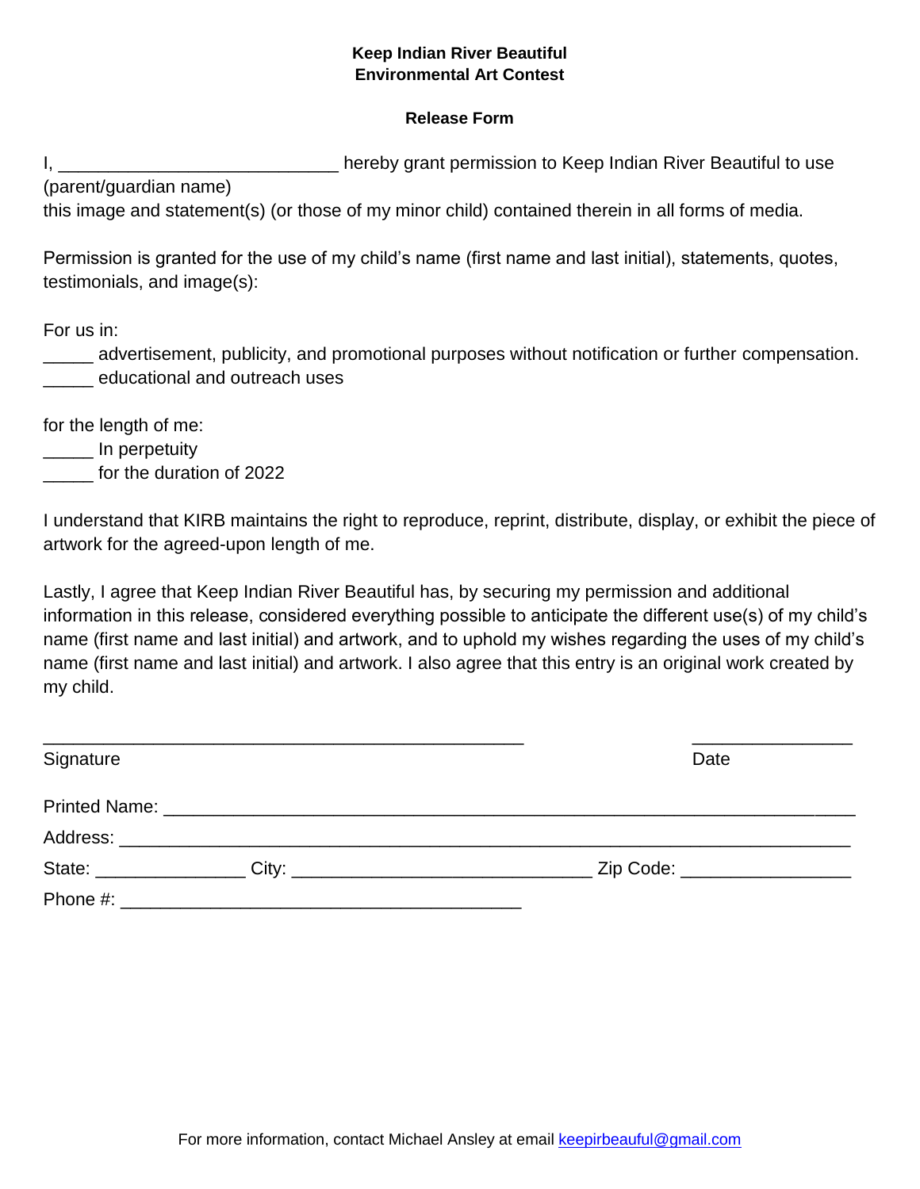**Keep Indian River Beautiful**
**Environmental Art Contest**

**Release Form**

I, ____________________________ hereby grant permission to Keep Indian River Beautiful to use
(parent/guardian name)
this image and statement(s) (or those of my minor child) contained therein in all forms of media.

Permission is granted for the use of my child's name (first name and last initial), statements, quotes, testimonials, and image(s):

For us in:
_____ advertisement, publicity, and promotional purposes without notification or further compensation.
_____ educational and outreach uses

for the length of me:
_____ In perpetuity
_____ for the duration of 2022

I understand that KIRB maintains the right to reproduce, reprint, distribute, display, or exhibit the piece of artwork for the agreed-upon length of me.

Lastly, I agree that Keep Indian River Beautiful has, by securing my permission and additional information in this release, considered everything possible to anticipate the different use(s) of my child's name (first name and last initial) and artwork, and to uphold my wishes regarding the uses of my child's name (first name and last initial) and artwork. I also agree that this entry is an original work created by my child.

________________________________________________ ________________
Signature Date

Printed Name: ______________________________________________________________________

Address: __________________________________________________________________________

State: _______________ City: ______________________________ Zip Code: _________________

Phone #: ________________________________________

For more information, contact Michael Ansley at email keepirbeauful@gmail.com